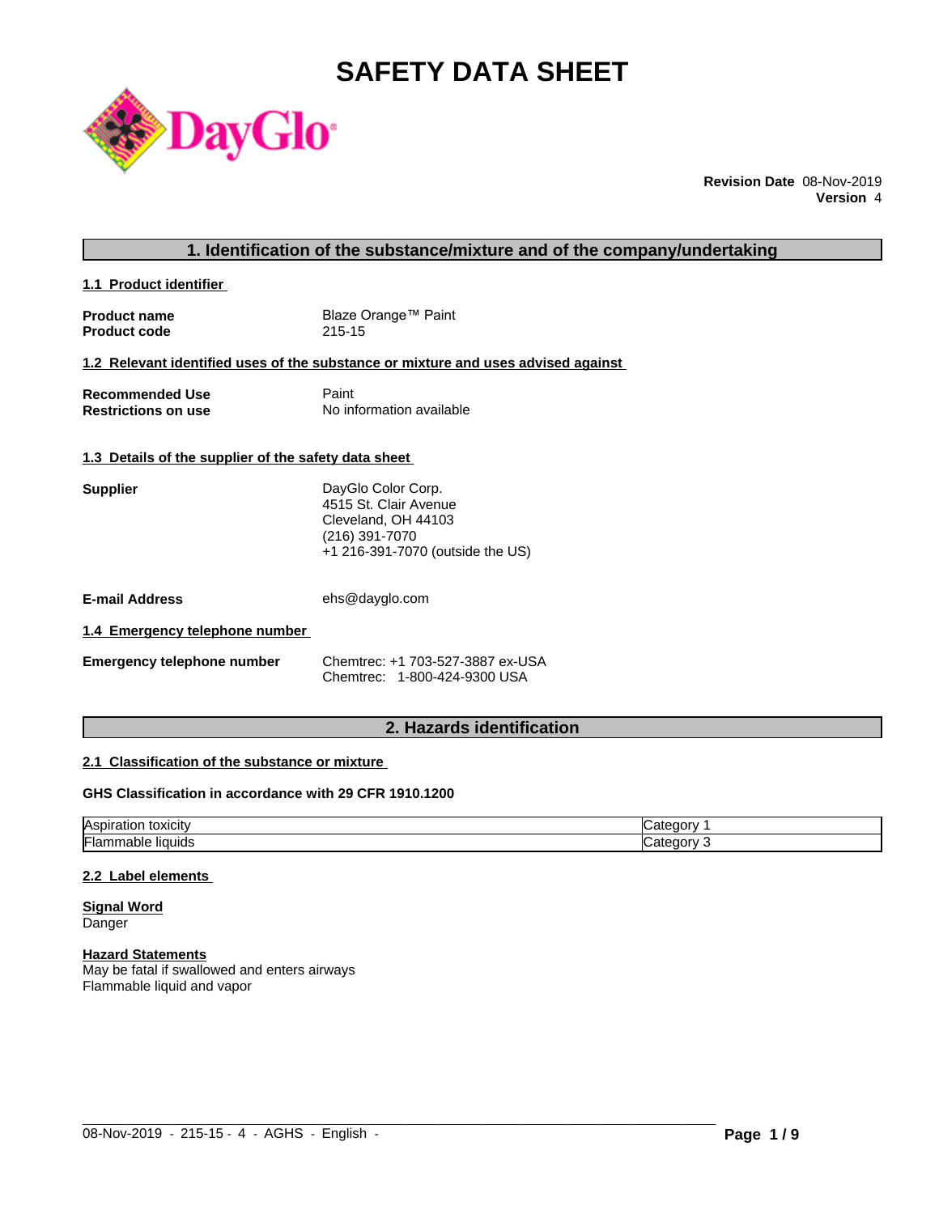# SAFETY DATA SHEET

**Revision Date** 08-Nov-2019
**Version** 4

## 1. Identification of the substance/mixture and of the company/undertaking

### 1.1 Product identifier

**Product name** Blaze Orange™ Paint
**Product code** 215-15

### 1.2 Relevant identified uses of the substance or mixture and uses advised against

**Recommended Use** Paint
**Restrictions on use** No information available

### 1.3 Details of the supplier of the safety data sheet

**Supplier**
DayGlo Color Corp.
4515 St. Clair Avenue
Cleveland, OH 44103
(216) 391-7070
+1 216-391-7070 (outside the US)

**E-mail Address** ehs@dayglo.com

### 1.4 Emergency telephone number

**Emergency telephone number**
Chemtrec: +1 703-527-3887 ex-USA
Chemtrec: 1-800-424-9300 USA

## 2. Hazards identification

### 2.1 Classification of the substance or mixture

**GHS Classification in accordance with 29 CFR 1910.1200**

| Hazard | Category |
|---|---|
| Aspiration toxicity | Category 1 |
| Flammable liquids | Category 3 |

### 2.2 Label elements

**Signal Word**
Danger

**Hazard Statements**
May be fatal if swallowed and enters airways
Flammable liquid and vapor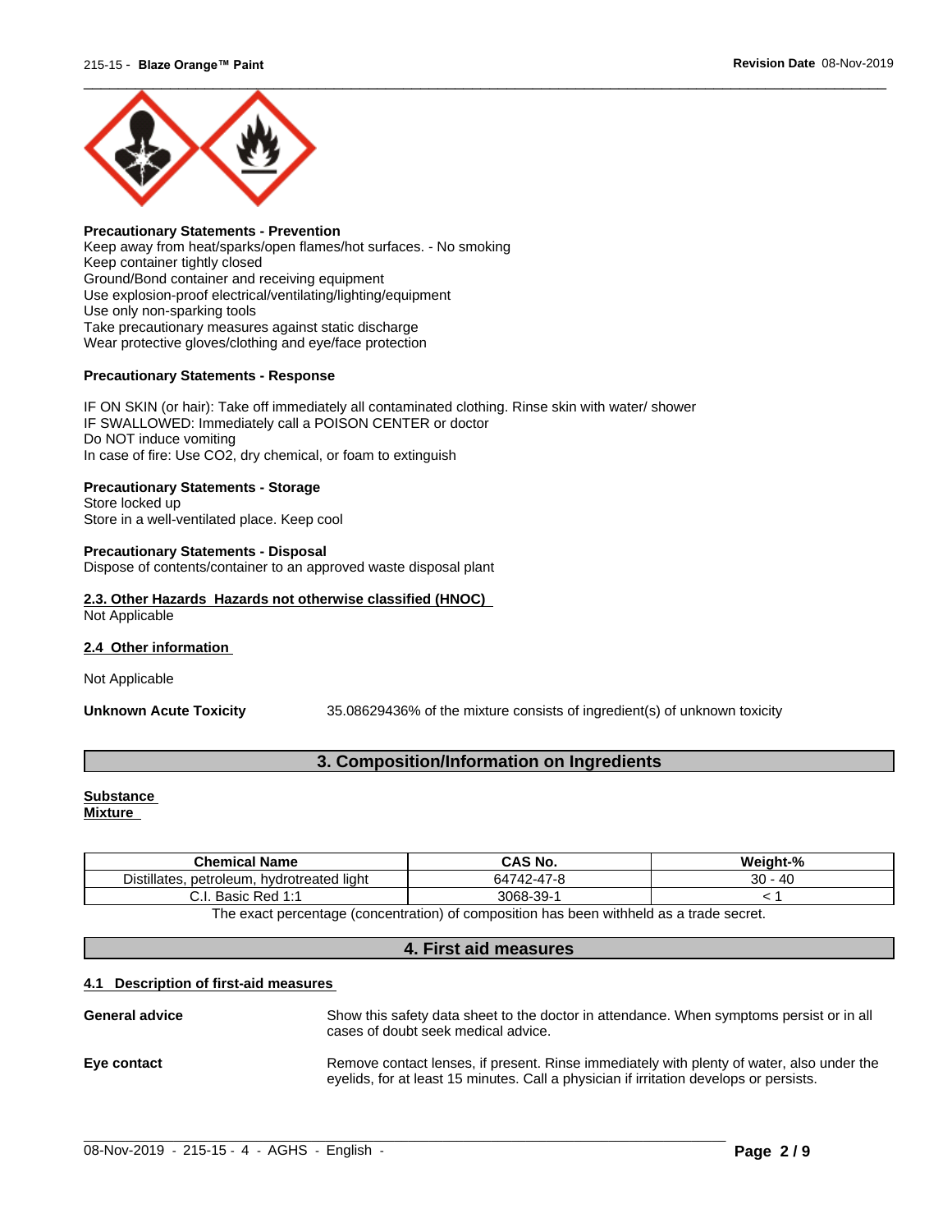**Precautionary Statements - Prevention**
Keep away from heat/sparks/open flames/hot surfaces. - No smoking
Keep container tightly closed
Ground/Bond container and receiving equipment
Use explosion-proof electrical/ventilating/lighting/equipment
Use only non-sparking tools
Take precautionary measures against static discharge
Wear protective gloves/clothing and eye/face protection

**Precautionary Statements - Response**

IF ON SKIN (or hair): Take off immediately all contaminated clothing. Rinse skin with water/ shower
IF SWALLOWED: Immediately call a POISON CENTER or doctor
Do NOT induce vomiting
In case of fire: Use CO2, dry chemical, or foam to extinguish

**Precautionary Statements - Storage**
Store locked up
Store in a well-ventilated place. Keep cool

**Precautionary Statements - Disposal**
Dispose of contents/container to an approved waste disposal plant

**2.3. Other Hazards Hazards not otherwise classified (HNOC)**
Not Applicable

**2.4 Other information**

Not Applicable

**Unknown Acute Toxicity** 35.08629436% of the mixture consists of ingredient(s) of unknown toxicity

## 3. Composition/Information on Ingredients

**Substance**
**Mixture**

| Chemical Name | CAS No. | Weight-% |
|---|---|---|
| Distillates, petroleum, hydrotreated light | 64742-47-8 | 30 - 40 |
| C.I. Basic Red 1:1 | 3068-39-1 | < 1 |

The exact percentage (concentration) of composition has been withheld as a trade secret.

## 4. First aid measures

**4.1 Description of first-aid measures**

**General advice** Show this safety data sheet to the doctor in attendance. When symptoms persist or in all cases of doubt seek medical advice.

**Eye contact** Remove contact lenses, if present. Rinse immediately with plenty of water, also under the eyelids, for at least 15 minutes. Call a physician if irritation develops or persists.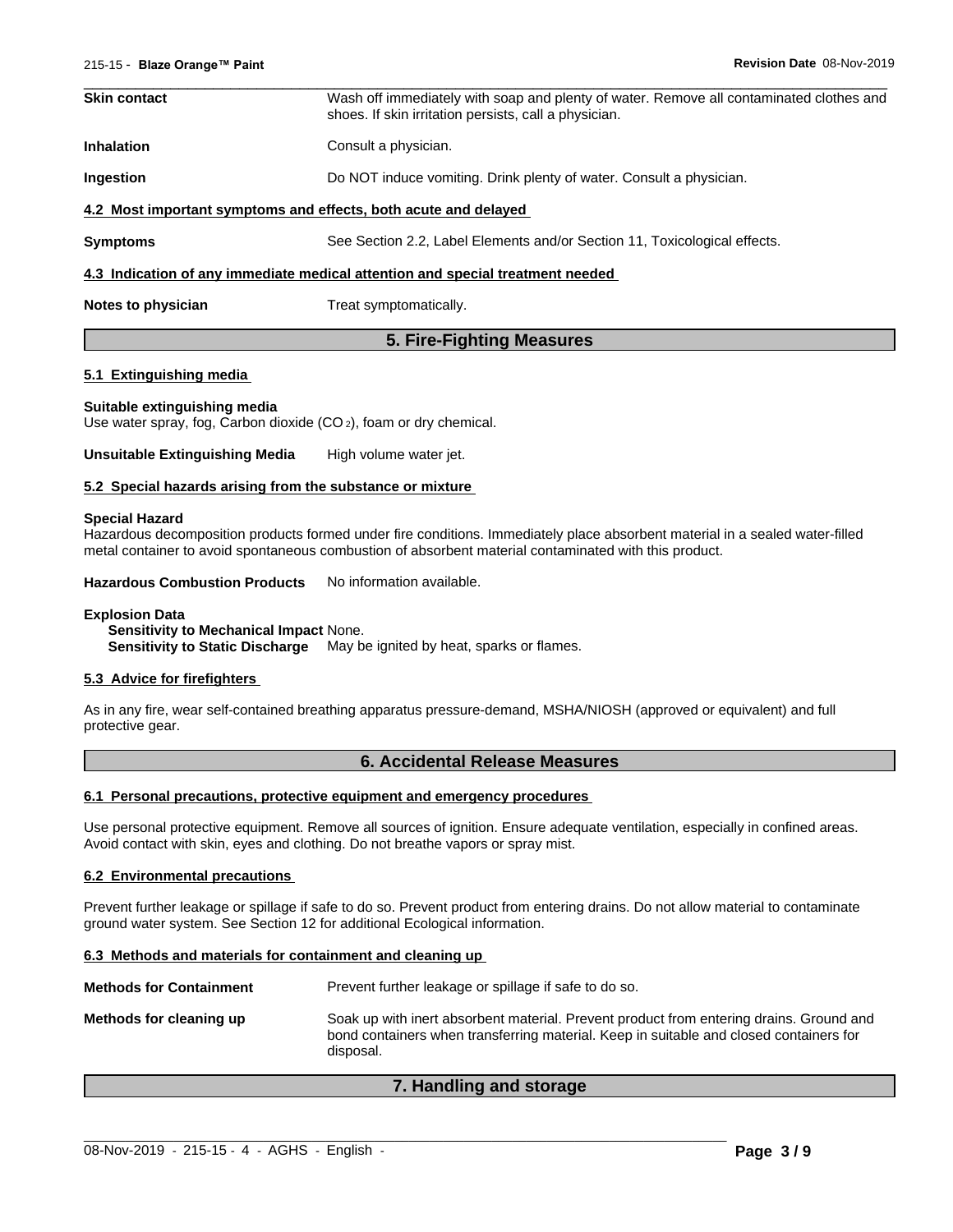**Skin contact** Wash off immediately with soap and plenty of water. Remove all contaminated clothes and shoes. If skin irritation persists, call a physician.

**Inhalation** Consult a physician.

**Ingestion** Do NOT induce vomiting. Drink plenty of water. Consult a physician.

### 4.2 Most important symptoms and effects, both acute and delayed

**Symptoms** See Section 2.2, Label Elements and/or Section 11, Toxicological effects.

### 4.3 Indication of any immediate medical attention and special treatment needed

**Notes to physician** Treat symptomatically.

## 5. Fire-Fighting Measures

### 5.1 Extinguishing media

**Suitable extinguishing media**
Use water spray, fog, Carbon dioxide ($CO_2$), foam or dry chemical.

**Unsuitable Extinguishing Media** High volume water jet.

### 5.2 Special hazards arising from the substance or mixture

**Special Hazard**
Hazardous decomposition products formed under fire conditions. Immediately place absorbent material in a sealed water-filled metal container to avoid spontaneous combustion of absorbent material contaminated with this product.

**Hazardous Combustion Products** No information available.

**Explosion Data**
**Sensitivity to Mechanical Impact** None.
**Sensitivity to Static Discharge** May be ignited by heat, sparks or flames.

### 5.3 Advice for firefighters

As in any fire, wear self-contained breathing apparatus pressure-demand, MSHA/NIOSH (approved or equivalent) and full protective gear.

## 6. Accidental Release Measures

### 6.1 Personal precautions, protective equipment and emergency procedures

Use personal protective equipment. Remove all sources of ignition. Ensure adequate ventilation, especially in confined areas. Avoid contact with skin, eyes and clothing. Do not breathe vapors or spray mist.

### 6.2 Environmental precautions

Prevent further leakage or spillage if safe to do so. Prevent product from entering drains. Do not allow material to contaminate ground water system. See Section 12 for additional Ecological information.

### 6.3 Methods and materials for containment and cleaning up

**Methods for Containment** Prevent further leakage or spillage if safe to do so.

**Methods for cleaning up** Soak up with inert absorbent material. Prevent product from entering drains. Ground and bond containers when transferring material. Keep in suitable and closed containers for disposal.

## 7. Handling and storage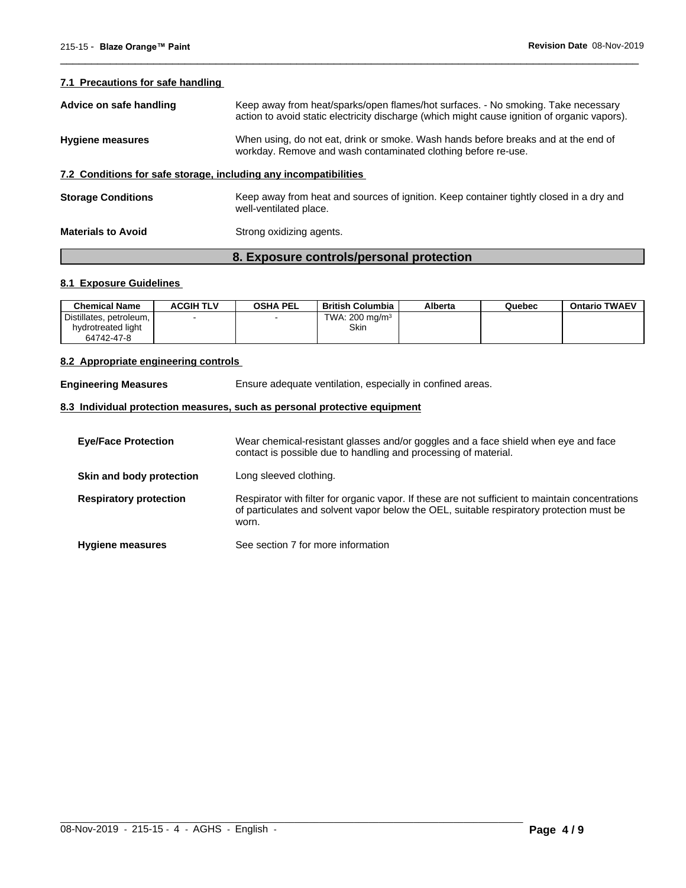### 7.1 Precautions for safe handling

**Advice on safe handling** Keep away from heat/sparks/open flames/hot surfaces. - No smoking. Take necessary action to avoid static electricity discharge (which might cause ignition of organic vapors).

**Hygiene measures** When using, do not eat, drink or smoke. Wash hands before breaks and at the end of workday. Remove and wash contaminated clothing before re-use.

### 7.2 Conditions for safe storage, including any incompatibilities

**Storage Conditions** Keep away from heat and sources of ignition. Keep container tightly closed in a dry and well-ventilated place.

**Materials to Avoid** Strong oxidizing agents.

## 8. Exposure controls/personal protection

### 8.1 Exposure Guidelines

| Chemical Name | ACGIH TLV | OSHA PEL | British Columbia | Alberta | Quebec | Ontario TWAEV |
|---|---|---|---|---|---|---|
| Distillates, petroleum, hydrotreated light 64742-47-8 | - | - | TWA: 200 mg/m³ Skin | | | |

### 8.2 Appropriate engineering controls

**Engineering Measures** Ensure adequate ventilation, especially in confined areas.

### 8.3 Individual protection measures, such as personal protective equipment

**Eye/Face Protection** Wear chemical-resistant glasses and/or goggles and a face shield when eye and face contact is possible due to handling and processing of material.

**Skin and body protection** Long sleeved clothing.

**Respiratory protection** Respirator with filter for organic vapor. If these are not sufficient to maintain concentrations of particulates and solvent vapor below the OEL, suitable respiratory protection must be worn.

**Hygiene measures** See section 7 for more information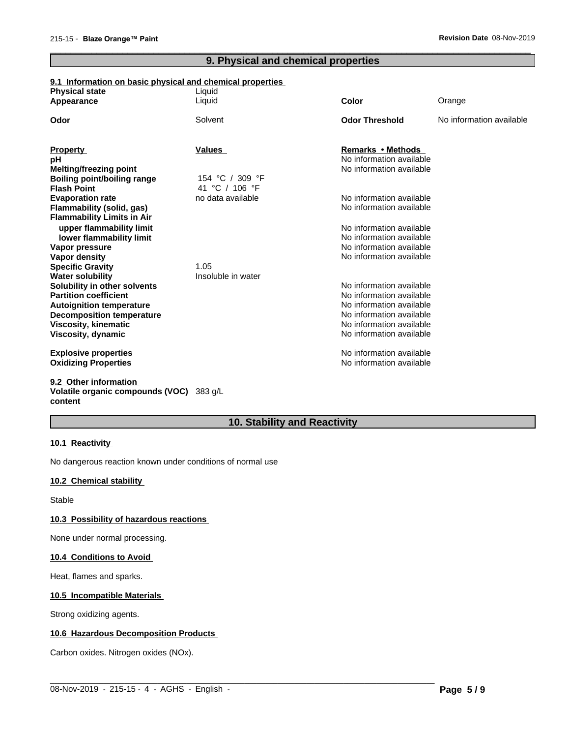## 9. Physical and chemical properties

### 9.1 Information on basic physical and chemical properties

| | | | |
|---|---|---|---|
| **Physical state** | Liquid | | |
| **Appearance** | Liquid | **Color** | Orange |
| **Odor** | Solvent | **Odor Threshold** | No information available |

| **Property** | **Values** | **Remarks • Methods** |
|---|---|---|
| **pH** | | No information available |
| **Melting/freezing point** | | No information available |
| **Boiling point/boiling range** | 154 °C / 309 °F | |
| **Flash Point** | 41 °C / 106 °F | |
| **Evaporation rate** | no data available | No information available |
| **Flammability (solid, gas)** | | No information available |
| **Flammability Limits in Air** | | |
| **upper flammability limit** | | No information available |
| **lower flammability limit** | | No information available |
| **Vapor pressure** | | No information available |
| **Vapor density** | | No information available |
| **Specific Gravity** | 1.05 | |
| **Water solubility** | Insoluble in water | |
| **Solubility in other solvents** | | No information available |
| **Partition coefficient** | | No information available |
| **Autoignition temperature** | | No information available |
| **Decomposition temperature** | | No information available |
| **Viscosity, kinematic** | | No information available |
| **Viscosity, dynamic** | | No information available |
| **Explosive properties** | | No information available |
| **Oxidizing Properties** | | No information available |

### 9.2 Other information

**Volatile organic compounds (VOC) content** 383 g/L

## 10. Stability and Reactivity

### 10.1 Reactivity

No dangerous reaction known under conditions of normal use

### 10.2 Chemical stability

Stable

### 10.3 Possibility of hazardous reactions

None under normal processing.

### 10.4 Conditions to Avoid

Heat, flames and sparks.

### 10.5 Incompatible Materials

Strong oxidizing agents.

### 10.6 Hazardous Decomposition Products

Carbon oxides. Nitrogen oxides (NOx).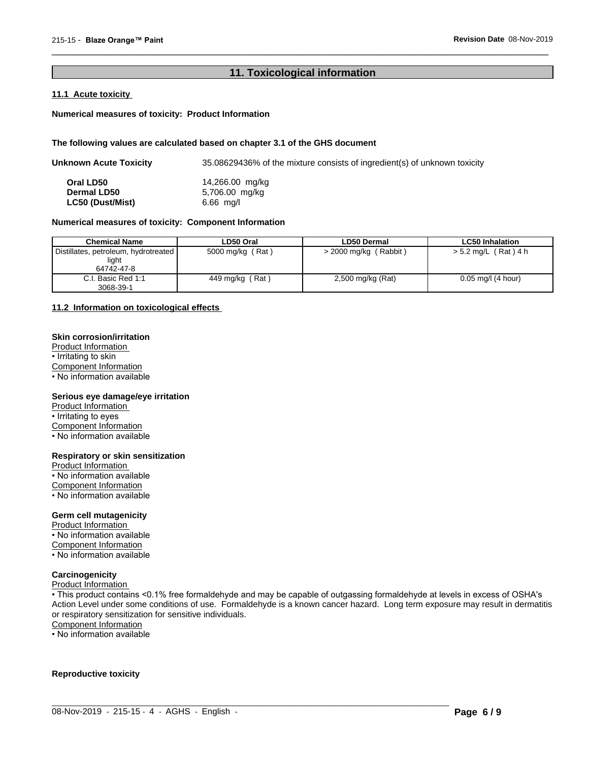## 11. Toxicological information

### 11.1 Acute toxicity

**Numerical measures of toxicity: Product Information**

**The following values are calculated based on chapter 3.1 of the GHS document**

**Unknown Acute Toxicity** 35.08629436% of the mixture consists of ingredient(s) of unknown toxicity

| | |
|---|---|
| **Oral LD50** | 14,266.00 mg/kg |
| **Dermal LD50** | 5,706.00 mg/kg |
| **LC50 (Dust/Mist)** | 6.66 mg/l |

**Numerical measures of toxicity: Component Information**

| Chemical Name | LD50 Oral | LD50 Dermal | LC50 Inhalation |
|---|---|---|---|
| Distillates, petroleum, hydrotreated light<br>64742-47-8 | 5000 mg/kg ( Rat ) | > 2000 mg/kg ( Rabbit ) | > 5.2 mg/L ( Rat ) 4 h |
| C.I. Basic Red 1:1<br>3068-39-1 | 449 mg/kg ( Rat ) | 2,500 mg/kg (Rat) | 0.05 mg/l (4 hour) |

### 11.2 Information on toxicological effects

**Skin corrosion/irritation**

Product Information
- Irritating to skin

Component Information
- No information available

**Serious eye damage/eye irritation**

Product Information
- Irritating to eyes

Component Information
- No information available

**Respiratory or skin sensitization**

Product Information
- No information available

Component Information
- No information available

**Germ cell mutagenicity**

Product Information
- No information available

Component Information
- No information available

**Carcinogenicity**

Product Information
- This product contains <0.1% free formaldehyde and may be capable of outgassing formaldehyde at levels in excess of OSHA's Action Level under some conditions of use. Formaldehyde is a known cancer hazard. Long term exposure may result in dermatitis or respiratory sensitization for sensitive individuals.

Component Information
- No information available

**Reproductive toxicity**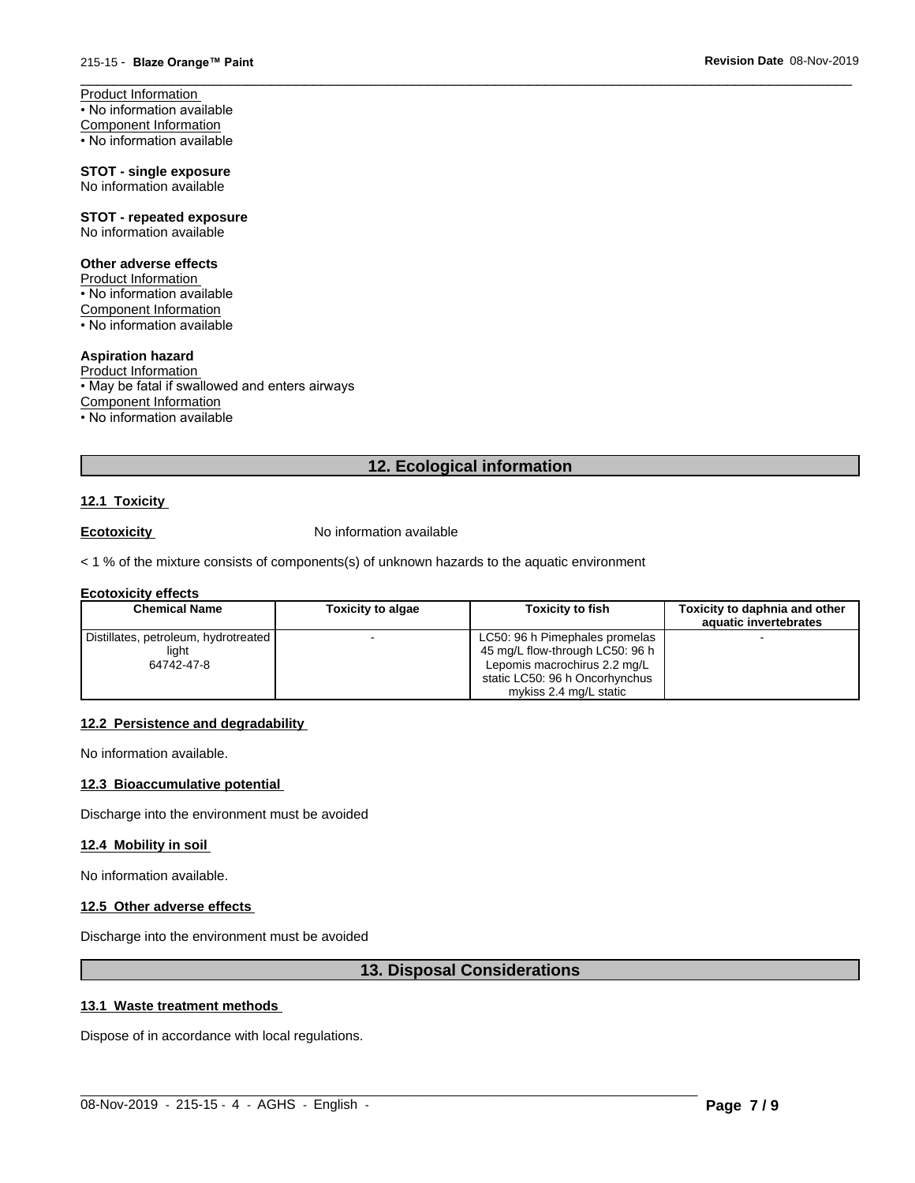Product Information
• No information available
Component Information
• No information available

**STOT - single exposure**
No information available

**STOT - repeated exposure**
No information available

**Other adverse effects**
Product Information
• No information available
Component Information
• No information available

**Aspiration hazard**
Product Information
• May be fatal if swallowed and enters airways
Component Information
• No information available

## 12. Ecological information

### 12.1 Toxicity

**Ecotoxicity** No information available

< 1 % of the mixture consists of components(s) of unknown hazards to the aquatic environment

**Ecotoxicity effects**

| Chemical Name | Toxicity to algae | Toxicity to fish | Toxicity to daphnia and other aquatic invertebrates |
|---|---|---|---|
| Distillates, petroleum, hydrotreated light 64742-47-8 | - | LC50: 96 h Pimephales promelas 45 mg/L flow-through LC50: 96 h Lepomis macrochirus 2.2 mg/L static LC50: 96 h Oncorhynchus mykiss 2.4 mg/L static | - |

### 12.2 Persistence and degradability

No information available.

### 12.3 Bioaccumulative potential

Discharge into the environment must be avoided

### 12.4 Mobility in soil

No information available.

### 12.5 Other adverse effects

Discharge into the environment must be avoided

## 13. Disposal Considerations

### 13.1 Waste treatment methods

Dispose of in accordance with local regulations.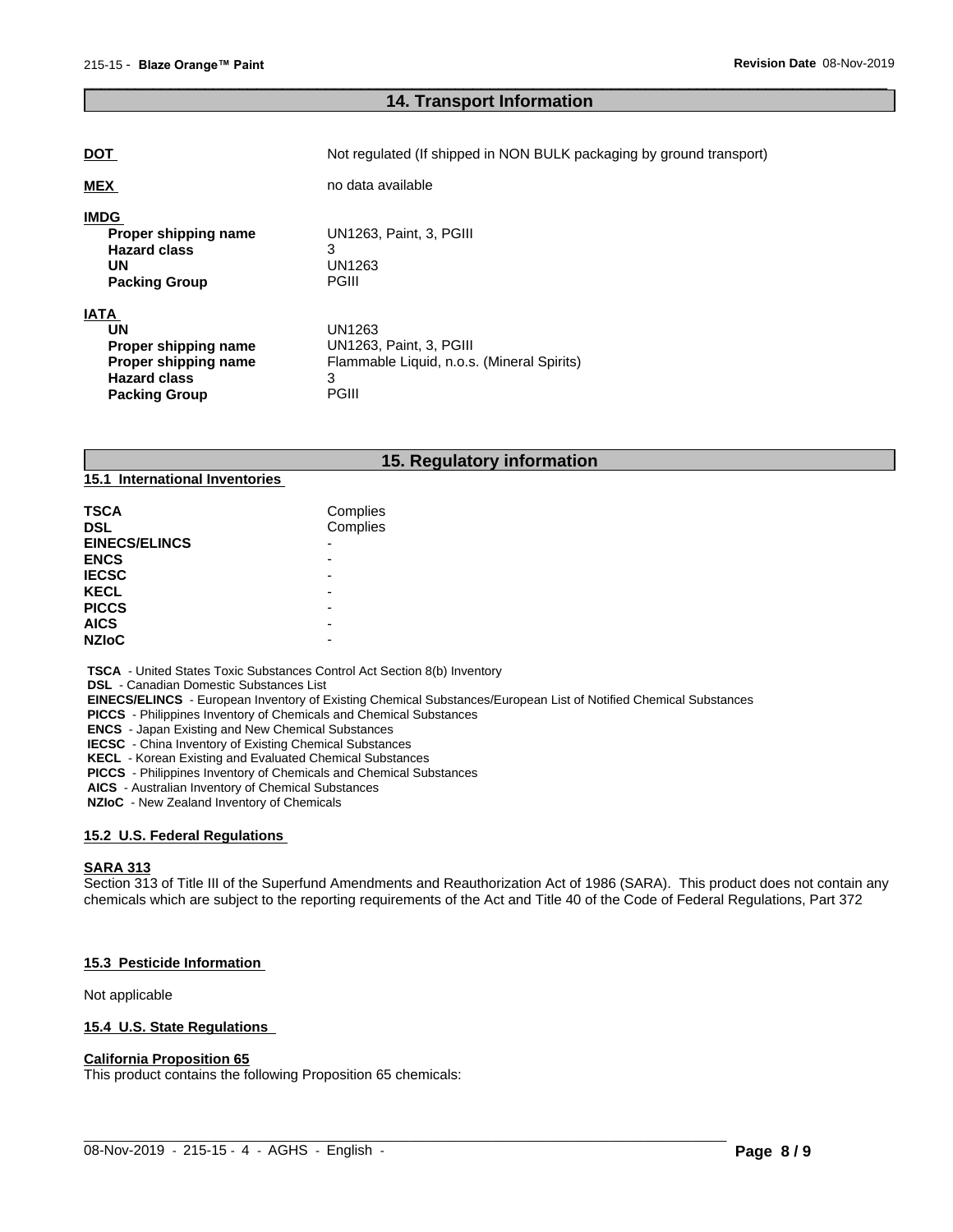## 14. Transport Information

**DOT** Not regulated (If shipped in NON BULK packaging by ground transport)

**MEX** no data available

**IMDG**

| | |
|---|---|
| **Proper shipping name** | UN1263, Paint, 3, PGIII |
| **Hazard class** | 3 |
| **UN** | UN1263 |
| **Packing Group** | PGIII |

**IATA**

| | |
|---|---|
| **UN** | UN1263 |
| **Proper shipping name** | UN1263, Paint, 3, PGIII |
| **Proper shipping name** | Flammable Liquid, n.o.s. (Mineral Spirits) |
| **Hazard class** | 3 |
| **Packing Group** | PGIII |

## 15. Regulatory information

### 15.1 International Inventories

| | |
|---|---|
| **TSCA** | Complies |
| **DSL** | Complies |
| **EINECS/ELINCS** | - |
| **ENCS** | - |
| **IECSC** | - |
| **KECL** | - |
| **PICCS** | - |
| **AICS** | - |
| **NZIoC** | - |

**TSCA** - United States Toxic Substances Control Act Section 8(b) Inventory
**DSL** - Canadian Domestic Substances List
**EINECS/ELINCS** - European Inventory of Existing Chemical Substances/European List of Notified Chemical Substances
**PICCS** - Philippines Inventory of Chemicals and Chemical Substances
**ENCS** - Japan Existing and New Chemical Substances
**IECSC** - China Inventory of Existing Chemical Substances
**KECL** - Korean Existing and Evaluated Chemical Substances
**PICCS** - Philippines Inventory of Chemicals and Chemical Substances
**AICS** - Australian Inventory of Chemical Substances
**NZIoC** - New Zealand Inventory of Chemicals

### 15.2 U.S. Federal Regulations

**SARA 313**
Section 313 of Title III of the Superfund Amendments and Reauthorization Act of 1986 (SARA). This product does not contain any chemicals which are subject to the reporting requirements of the Act and Title 40 of the Code of Federal Regulations, Part 372

### 15.3 Pesticide Information

Not applicable

### 15.4 U.S. State Regulations

**California Proposition 65**
This product contains the following Proposition 65 chemicals: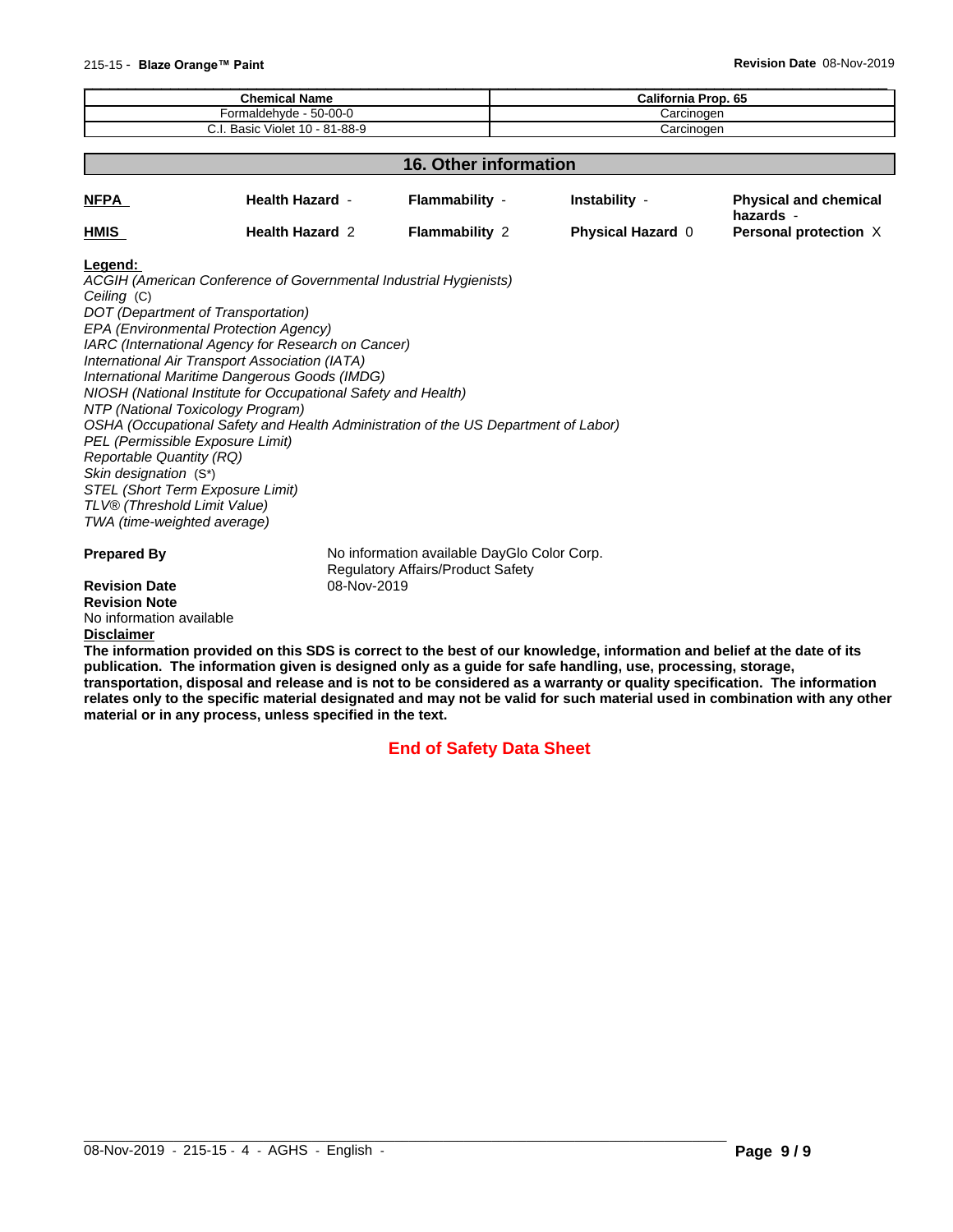| Chemical Name | California Prop. 65 |
|---|---|
| Formaldehyde - 50-00-0 | Carcinogen |
| C.I. Basic Violet 10 - 81-88-9 | Carcinogen |

## 16. Other information

| | | | | |
|---|---|---|---|---|
| **NFPA** | **Health Hazard** - | **Flammability** - | **Instability** - | **Physical and chemical hazards** - |
| **HMIS** | **Health Hazard** 2 | **Flammability** 2 | **Physical Hazard** 0 | **Personal protection** X |

**Legend:**

*ACGIH (American Conference of Governmental Industrial Hygienists)*
*Ceiling* (C)
*DOT (Department of Transportation)*
*EPA (Environmental Protection Agency)*
*IARC (International Agency for Research on Cancer)*
*International Air Transport Association (IATA)*
*International Maritime Dangerous Goods (IMDG)*
*NIOSH (National Institute for Occupational Safety and Health)*
*NTP (National Toxicology Program)*
*OSHA (Occupational Safety and Health Administration of the US Department of Labor)*
*PEL (Permissible Exposure Limit)*
*Reportable Quantity (RQ)*
*Skin designation* (S*)
*STEL (Short Term Exposure Limit)*
*TLV® (Threshold Limit Value)*
*TWA (time-weighted average)*

**Prepared By** No information available DayGlo Color Corp. Regulatory Affairs/Product Safety

**Revision Date** 08-Nov-2019

**Revision Note**
No information available

**Disclaimer**

**The information provided on this SDS is correct to the best of our knowledge, information and belief at the date of its publication. The information given is designed only as a guide for safe handling, use, processing, storage, transportation, disposal and release and is not to be considered as a warranty or quality specification. The information relates only to the specific material designated and may not be valid for such material used in combination with any other material or in any process, unless specified in the text.**

**End of Safety Data Sheet**